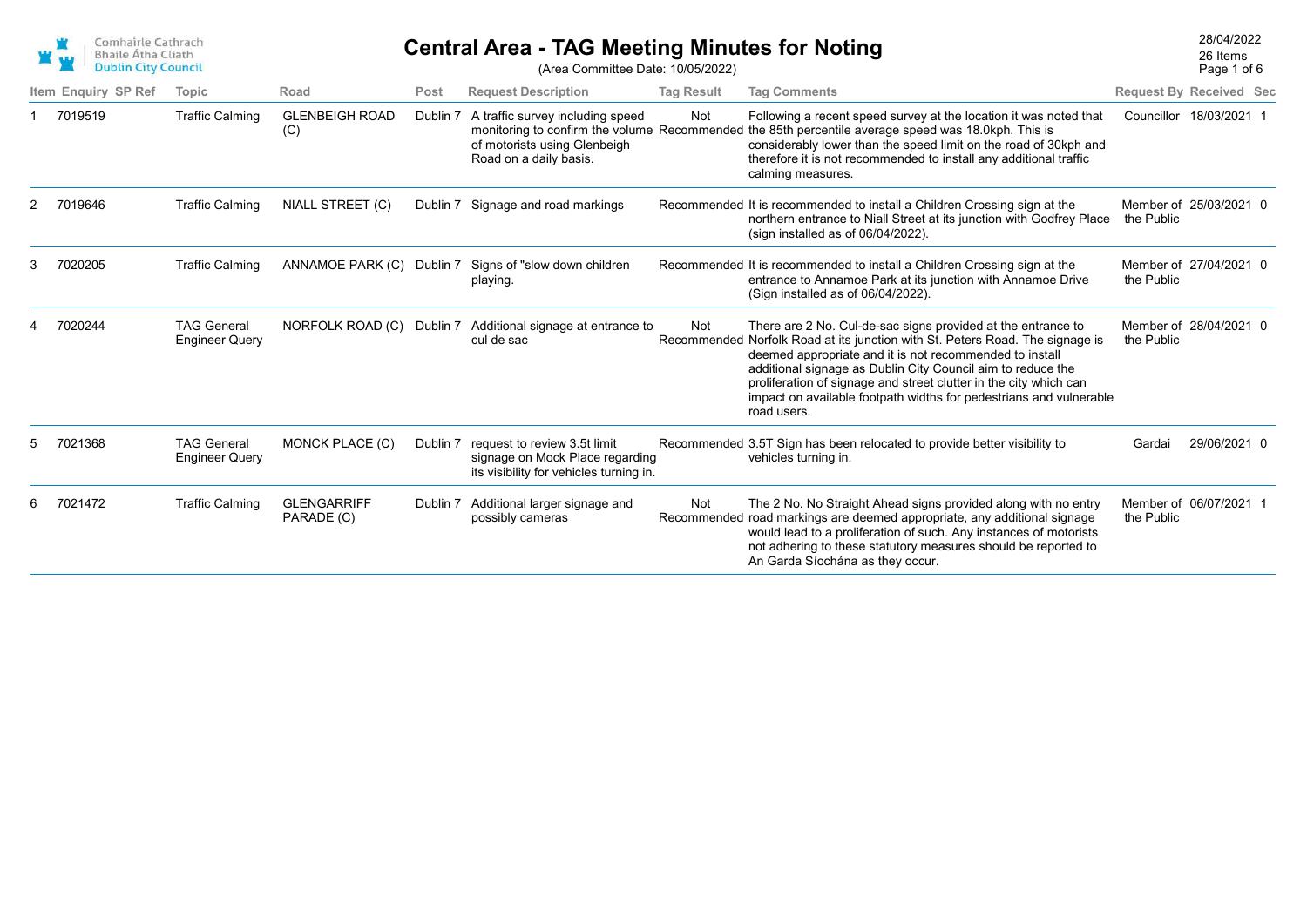Comhairle Cathrach
Bhaile Átha Cliath
Dublin City Council

# Central Area - TAG Meeting Minutes for Noting

(Area Committee Date: 10/05/2022)

28/04/2022
26 Items

| Item | Enquiry | SP Ref | Topic | Road | Post | Request Description | Tag Result | Tag Comments | Request By | Received | Sec |
|---|---|---|---|---|---|---|---|---|---|---|---|
| 1 | 7019519 | | Traffic Calming | GLENBEIGH ROAD (C) | Dublin 7 | A traffic survey including speed monitoring to confirm the volume of motorists using Glenbeigh Road on a daily basis. | Not Recommended | Following a recent speed survey at the location it was noted that the 85th percentile average speed was 18.0kph. This is considerably lower than the speed limit on the road of 30kph and therefore it is not recommended to install any additional traffic calming measures. | Councillor | 18/03/2021 | 1 |
| 2 | 7019646 | | Traffic Calming | NIALL STREET (C) | Dublin 7 | Signage and road markings | Recommended | It is recommended to install a Children Crossing sign at the northern entrance to Niall Street at its junction with Godfrey Place (sign installed as of 06/04/2022). | Member of the Public | 25/03/2021 | 0 |
| 3 | 7020205 | | Traffic Calming | ANNAMOE PARK (C) | Dublin 7 | Signs of "slow down children playing. | Recommended | It is recommended to install a Children Crossing sign at the entrance to Annamoe Park at its junction with Annamoe Drive (Sign installed as of 06/04/2022). | Member of the Public | 27/04/2021 | 0 |
| 4 | 7020244 | | TAG General Engineer Query | NORFOLK ROAD (C) | Dublin 7 | Additional signage at entrance to cul de sac | Not Recommended | There are 2 No. Cul-de-sac signs provided at the entrance to Norfolk Road at its junction with St. Peters Road. The signage is deemed appropriate and it is not recommended to install additional signage as Dublin City Council aim to reduce the proliferation of signage and street clutter in the city which can impact on available footpath widths for pedestrians and vulnerable road users. | Member of the Public | 28/04/2021 | 0 |
| 5 | 7021368 | | TAG General Engineer Query | MONCK PLACE (C) | Dublin 7 | request to review 3.5t limit signage on Mock Place regarding its visibility for vehicles turning in. | Recommended | 3.5T Sign has been relocated to provide better visibility to vehicles turning in. | Gardai | 29/06/2021 | 0 |
| 6 | 7021472 | | Traffic Calming | GLENGARRIFF PARADE (C) | Dublin 7 | Additional larger signage and possibly cameras | Not Recommended | The 2 No. No Straight Ahead signs provided along with no entry road markings are deemed appropriate, any additional signage would lead to a proliferation of such. Any instances of motorists not adhering to these statutory measures should be reported to An Garda Síochána as they occur. | Member of the Public | 06/07/2021 | 1 |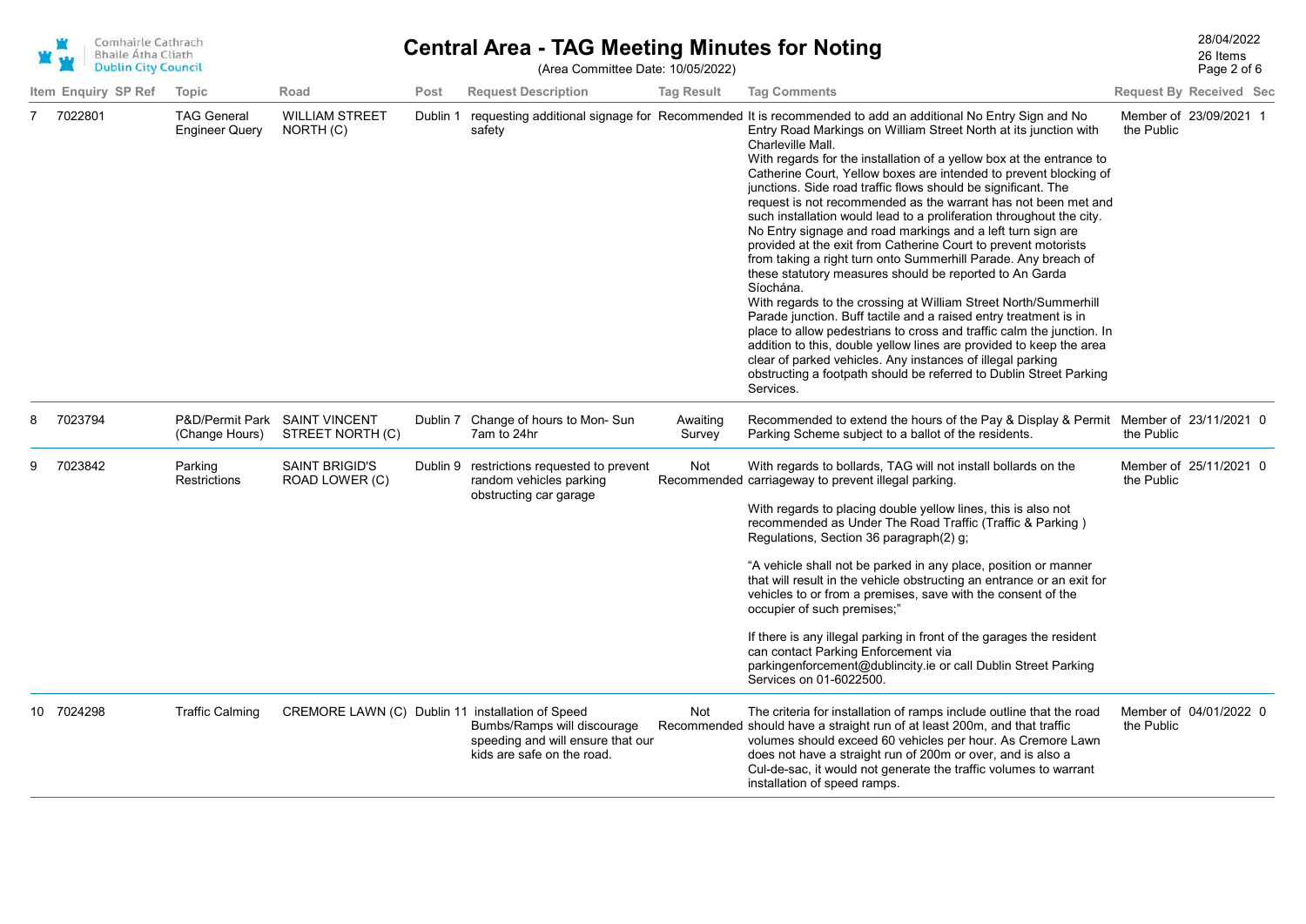# Central Area - TAG Meeting Minutes for Noting

(Area Committee Date: 10/05/2022)

28/04/2022
26 Items

| Item | Enquiry | SP Ref | Topic | Road | Post | Request Description | Tag Result | Tag Comments | Request By | Received | Sec |
|---|---|---|---|---|---|---|---|---|---|---|---|
| 7 | 7022801 | | TAG General Engineer Query | WILLIAM STREET NORTH (C) | Dublin 1 | requesting additional signage for safety | Recommended | It is recommended to add an additional No Entry Sign and No Entry Road Markings on William Street North at its junction with Charleville Mall.<br>With regards for the installation of a yellow box at the entrance to Catherine Court, Yellow boxes are intended to prevent blocking of junctions. Side road traffic flows should be significant. The request is not recommended as the warrant has not been met and such installation would lead to a proliferation throughout the city. No Entry signage and road markings and a left turn sign are provided at the exit from Catherine Court to prevent motorists from taking a right turn onto Summerhill Parade. Any breach of these statutory measures should be reported to An Garda Síochána.<br>With regards to the crossing at William Street North/Summerhill Parade junction. Buff tactile and a raised entry treatment is in place to allow pedestrians to cross and traffic calm the junction. In addition to this, double yellow lines are provided to keep the area clear of parked vehicles. Any instances of illegal parking obstructing a footpath should be referred to Dublin Street Parking Services. | Member of the Public | 23/09/2021 | 1 |
| 8 | 7023794 | | P&D/Permit Park (Change Hours) | SAINT VINCENT STREET NORTH (C) | Dublin 7 | Change of hours to Mon- Sun 7am to 24hr | Awaiting Survey | Recommended to extend the hours of the Pay & Display & Permit Parking Scheme subject to a ballot of the residents. | Member of the Public | 23/11/2021 | 0 |
| 9 | 7023842 | | Parking Restrictions | SAINT BRIGID'S ROAD LOWER (C) | Dublin 9 | restrictions requested to prevent random vehicles parking obstructing car garage | Not Recommended | With regards to bollards, TAG will not install bollards on the carriageway to prevent illegal parking.<br><br>With regards to placing double yellow lines, this is also not recommended as Under The Road Traffic (Traffic & Parking ) Regulations, Section 36 paragraph(2) g;<br><br>"A vehicle shall not be parked in any place, position or manner that will result in the vehicle obstructing an entrance or an exit for vehicles to or from a premises, save with the consent of the occupier of such premises;"<br><br>If there is any illegal parking in front of the garages the resident can contact Parking Enforcement via parkingenforcement@dublincity.ie or call Dublin Street Parking Services on 01-6022500. | Member of the Public | 25/11/2021 | 0 |
| 10 | 7024298 | | Traffic Calming | CREMORE LAWN (C) | Dublin 11 | installation of Speed Bumbs/Ramps will discourage speeding and will ensure that our kids are safe on the road. | Not Recommended | The criteria for installation of ramps include outline that the road should have a straight run of at least 200m, and that traffic volumes should exceed 60 vehicles per hour. As Cremore Lawn does not have a straight run of 200m or over, and is also a Cul-de-sac, it would not generate the traffic volumes to warrant installation of speed ramps. | Member of the Public | 04/01/2022 | 0 |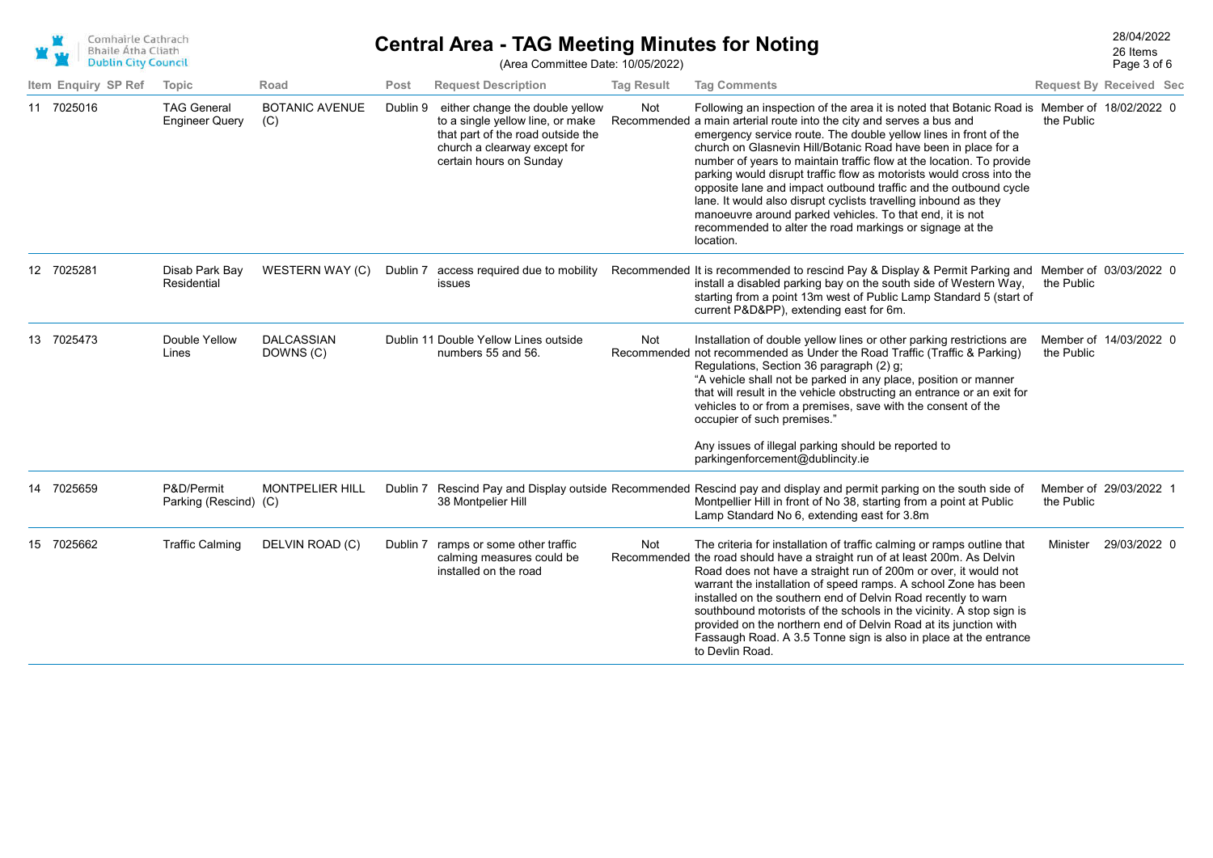# Central Area - TAG Meeting Minutes for Noting

(Area Committee Date: 10/05/2022)

28/04/2022
26 Items

| Item | Enquiry | SP Ref | Topic | Road | Post | Request Description | Tag Result | Tag Comments | Request By | Received | Sec |
|---|---|---|---|---|---|---|---|---|---|---|---|
| 11 | 7025016 | | TAG General Engineer Query | BOTANIC AVENUE (C) | Dublin 9 | either change the double yellow to a single yellow line, or make that part of the road outside the church a clearway except for certain hours on Sunday | Not Recommended | Following an inspection of the area it is noted that Botanic Road is a main arterial route into the city and serves a bus and emergency service route. The double yellow lines in front of the church on Glasnevin Hill/Botanic Road have been in place for a number of years to maintain traffic flow at the location. To provide parking would disrupt traffic flow as motorists would cross into the opposite lane and impact outbound traffic and the outbound cycle lane. It would also disrupt cyclists travelling inbound as they manoeuvre around parked vehicles. To that end, it is not recommended to alter the road markings or signage at the location. | Member of the Public | 18/02/2022 | 0 |
| 12 | 7025281 | | Disab Park Bay Residential | WESTERN WAY (C) | Dublin 7 | access required due to mobility issues | Recommended | It is recommended to rescind Pay & Display & Permit Parking and install a disabled parking bay on the south side of Western Way, starting from a point 13m west of Public Lamp Standard 5 (start of current P&D&PP), extending east for 6m. | Member of the Public | 03/03/2022 | 0 |
| 13 | 7025473 | | Double Yellow Lines | DALCASSIAN DOWNS (C) | Dublin 11 | Double Yellow Lines outside numbers 55 and 56. | Not Recommended | Installation of double yellow lines or other parking restrictions are not recommended as Under the Road Traffic (Traffic & Parking) Regulations, Section 36 paragraph (2) g; "A vehicle shall not be parked in any place, position or manner that will result in the vehicle obstructing an entrance or an exit for vehicles to or from a premises, save with the consent of the occupier of such premises." Any issues of illegal parking should be reported to parkingenforcement@dublincity.ie | Member of the Public | 14/03/2022 | 0 |
| 14 | 7025659 | | P&D/Permit Parking (Rescind) | MONTPELIER HILL (C) | Dublin 7 | Rescind Pay and Display outside 38 Montpelier Hill | Recommended | Rescind pay and display and permit parking on the south side of Montpellier Hill in front of No 38, starting from a point at Public Lamp Standard No 6, extending east for 3.8m | Member of the Public | 29/03/2022 | 1 |
| 15 | 7025662 | | Traffic Calming | DELVIN ROAD (C) | Dublin 7 | ramps or some other traffic calming measures could be installed on the road | Not Recommended | The criteria for installation of traffic calming or ramps outline that the road should have a straight run of at least 200m. As Delvin Road does not have a straight run of 200m or over, it would not warrant the installation of speed ramps. A school Zone has been installed on the southern end of Delvin Road recently to warn southbound motorists of the schools in the vicinity. A stop sign is provided on the northern end of Delvin Road at its junction with Fassaugh Road. A 3.5 Tonne sign is also in place at the entrance to Devlin Road. | Minister | 29/03/2022 | 0 |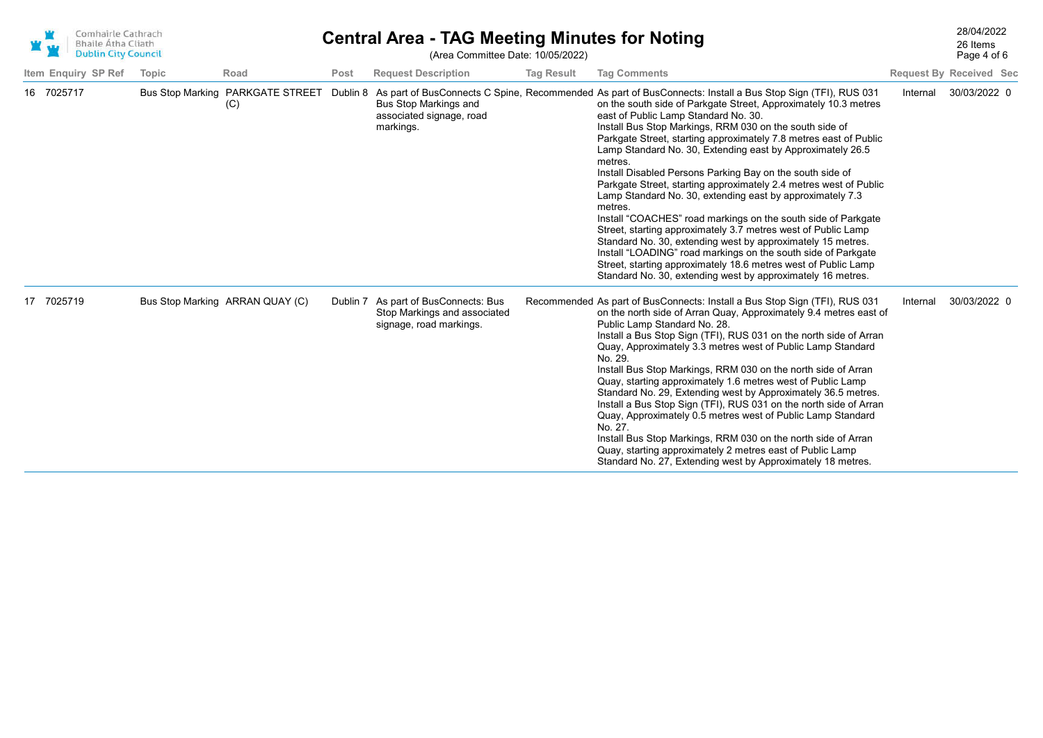# Central Area - TAG Meeting Minutes for Noting

(Area Committee Date: 10/05/2022)

| Item | Enquiry | SP Ref | Topic | Road | Post | Request Description | Tag Result | Tag Comments | Request By | Received | Sec |
|---|---|---|---|---|---|---|---|---|---|---|---|
| 16 | 7025717 | | Bus Stop Marking | PARKGATE STREET (C) | Dublin 8 | As part of BusConnects C Spine, Bus Stop Markings and associated signage, road markings. | Recommended | As part of BusConnects: Install a Bus Stop Sign (TFI), RUS 031 on the south side of Parkgate Street, Approximately 10.3 metres east of Public Lamp Standard No. 30. Install Bus Stop Markings, RRM 030 on the south side of Parkgate Street, starting approximately 7.8 metres east of Public Lamp Standard No. 30, Extending east by Approximately 26.5 metres. Install Disabled Persons Parking Bay on the south side of Parkgate Street, starting approximately 2.4 metres west of Public Lamp Standard No. 30, extending east by approximately 7.3 metres. Install “COACHES” road markings on the south side of Parkgate Street, starting approximately 3.7 metres west of Public Lamp Standard No. 30, extending west by approximately 15 metres. Install “LOADING” road markings on the south side of Parkgate Street, starting approximately 18.6 metres west of Public Lamp Standard No. 30, extending west by approximately 16 metres. | Internal | 30/03/2022 | 0 |
| 17 | 7025719 | | Bus Stop Marking | ARRAN QUAY (C) | Dublin 7 | As part of BusConnects: Bus Stop Markings and associated signage, road markings. | Recommended | As part of BusConnects: Install a Bus Stop Sign (TFI), RUS 031 on the north side of Arran Quay, Approximately 9.4 metres east of Public Lamp Standard No. 28. Install a Bus Stop Sign (TFI), RUS 031 on the north side of Arran Quay, Approximately 3.3 metres west of Public Lamp Standard No. 29. Install Bus Stop Markings, RRM 030 on the north side of Arran Quay, starting approximately 1.6 metres west of Public Lamp Standard No. 29, Extending west by Approximately 36.5 metres. Install a Bus Stop Sign (TFI), RUS 031 on the north side of Arran Quay, Approximately 0.5 metres west of Public Lamp Standard No. 27. Install Bus Stop Markings, RRM 030 on the north side of Arran Quay, starting approximately 2 metres east of Public Lamp Standard No. 27, Extending west by Approximately 18 metres. | Internal | 30/03/2022 | 0 |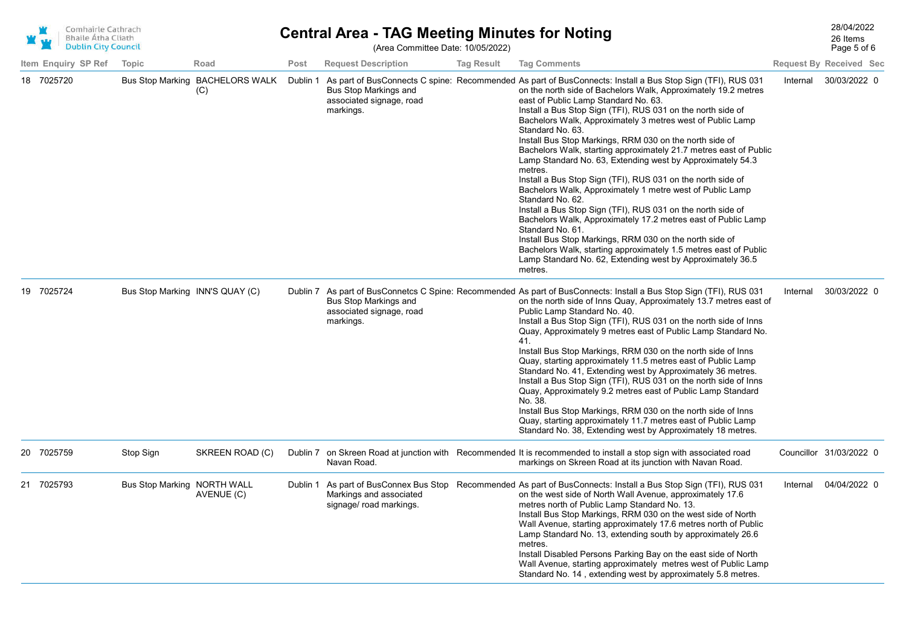# Central Area - TAG Meeting Minutes for Noting

(Area Committee Date: 10/05/2022)

28/04/2022
26 Items

| Item | Enquiry | SP Ref | Topic | Road | Post | Request Description | Tag Result | Tag Comments | Request By | Received | Sec |
|---|---|---|---|---|---|---|---|---|---|---|---|
| 18 | 7025720 | | Bus Stop Marking | BACHELORS WALK (C) | Dublin 1 | As part of BusConnects C spine: Bus Stop Markings and associated signage, road markings. | Recommended | As part of BusConnects: Install a Bus Stop Sign (TFI), RUS 031 on the north side of Bachelors Walk, Approximately 19.2 metres east of Public Lamp Standard No. 63. Install a Bus Stop Sign (TFI), RUS 031 on the north side of Bachelors Walk, Approximately 3 metres west of Public Lamp Standard No. 63. Install Bus Stop Markings, RRM 030 on the north side of Bachelors Walk, starting approximately 21.7 metres east of Public Lamp Standard No. 63, Extending west by Approximately 54.3 metres. Install a Bus Stop Sign (TFI), RUS 031 on the north side of Bachelors Walk, Approximately 1 metre west of Public Lamp Standard No. 62. Install a Bus Stop Sign (TFI), RUS 031 on the north side of Bachelors Walk, Approximately 17.2 metres east of Public Lamp Standard No. 61. Install Bus Stop Markings, RRM 030 on the north side of Bachelors Walk, starting approximately 1.5 metres east of Public Lamp Standard No. 62, Extending west by Approximately 36.5 metres. | Internal | 30/03/2022 | 0 |
| 19 | 7025724 | | Bus Stop Marking | INN'S QUAY (C) | Dublin 7 | As part of BusConnetcs C Spine: Bus Stop Markings and associated signage, road markings. | Recommended | As part of BusConnects: Install a Bus Stop Sign (TFI), RUS 031 on the north side of Inns Quay, Approximately 13.7 metres east of Public Lamp Standard No. 40. Install a Bus Stop Sign (TFI), RUS 031 on the north side of Inns Quay, Approximately 9 metres east of Public Lamp Standard No. 41. Install Bus Stop Markings, RRM 030 on the north side of Inns Quay, starting approximately 11.5 metres east of Public Lamp Standard No. 41, Extending west by Approximately 36 metres. Install a Bus Stop Sign (TFI), RUS 031 on the north side of Inns Quay, Approximately 9.2 metres east of Public Lamp Standard No. 38. Install Bus Stop Markings, RRM 030 on the north side of Inns Quay, starting approximately 11.7 metres east of Public Lamp Standard No. 38, Extending west by Approximately 18 metres. | Internal | 30/03/2022 | 0 |
| 20 | 7025759 | | Stop Sign | SKREEN ROAD (C) | Dublin 7 | on Skreen Road at junction with Navan Road. | Recommended | It is recommended to install a stop sign with associated road markings on Skreen Road at its junction with Navan Road. | Councillor | 31/03/2022 | 0 |
| 21 | 7025793 | | Bus Stop Marking | NORTH WALL AVENUE (C) | Dublin 1 | As part of BusConnex Bus Stop Markings and associated signage/ road markings. | Recommended | As part of BusConnects: Install a Bus Stop Sign (TFI), RUS 031 on the west side of North Wall Avenue, approximately 17.6 metres north of Public Lamp Standard No. 13. Install Bus Stop Markings, RRM 030 on the west side of North Wall Avenue, starting approximately 17.6 metres north of Public Lamp Standard No. 13, extending south by approximately 26.6 metres. Install Disabled Persons Parking Bay on the east side of North Wall Avenue, starting approximately metres west of Public Lamp Standard No. 14 , extending west by approximately 5.8 metres. | Internal | 04/04/2022 | 0 |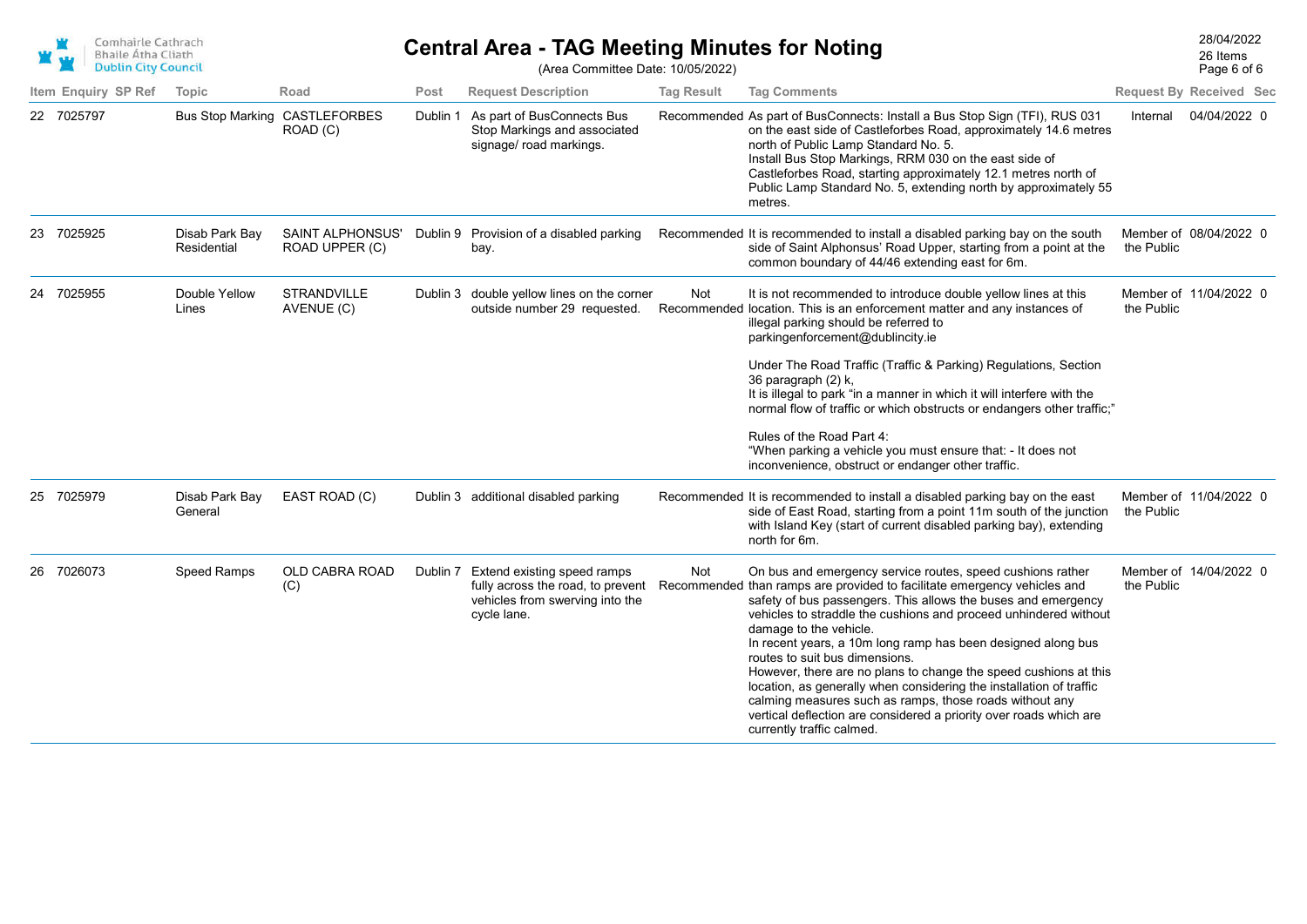# Central Area - TAG Meeting Minutes for Noting

(Area Committee Date: 10/05/2022)

| Item | Enquiry | SP Ref | Topic | Road | Post | Request Description | Tag Result | Tag Comments | Request By | Received | Sec |
|---|---|---|---|---|---|---|---|---|---|---|---|
| 22 | 7025797 | | Bus Stop Marking | CASTLEFORBES ROAD (C) | Dublin 1 | As part of BusConnects Bus Stop Markings and associated signage/ road markings. | Recommended | As part of BusConnects: Install a Bus Stop Sign (TFI), RUS 031 on the east side of Castleforbes Road, approximately 14.6 metres north of Public Lamp Standard No. 5. Install Bus Stop Markings, RRM 030 on the east side of Castleforbes Road, starting approximately 12.1 metres north of Public Lamp Standard No. 5, extending north by approximately 55 metres. | Internal | 04/04/2022 | 0 |
| 23 | 7025925 | | Disab Park Bay Residential | SAINT ALPHONSUS' ROAD UPPER (C) | Dublin 9 | Provision of a disabled parking bay. | Recommended | It is recommended to install a disabled parking bay on the south side of Saint Alphonsus' Road Upper, starting from a point at the common boundary of 44/46 extending east for 6m. | Member of the Public | 08/04/2022 | 0 |
| 24 | 7025955 | | Double Yellow Lines | STRANDVILLE AVENUE (C) | Dublin 3 | double yellow lines on the corner outside number 29 requested. | Not Recommended | It is not recommended to introduce double yellow lines at this location. This is an enforcement matter and any instances of illegal parking should be referred to parkingenforcement@dublincity.ie<br><br>Under The Road Traffic (Traffic & Parking) Regulations, Section 36 paragraph (2) k, It is illegal to park "in a manner in which it will interfere with the normal flow of traffic or which obstructs or endangers other traffic;"<br><br>Rules of the Road Part 4: "When parking a vehicle you must ensure that: - It does not inconvenience, obstruct or endanger other traffic. | Member of the Public | 11/04/2022 | 0 |
| 25 | 7025979 | | Disab Park Bay General | EAST ROAD (C) | Dublin 3 | additional disabled parking | Recommended | It is recommended to install a disabled parking bay on the east side of East Road, starting from a point 11m south of the junction with Island Key (start of current disabled parking bay), extending north for 6m. | Member of the Public | 11/04/2022 | 0 |
| 26 | 7026073 | | Speed Ramps | OLD CABRA ROAD (C) | Dublin 7 | Extend existing speed ramps fully across the road, to prevent vehicles from swerving into the cycle lane. | Not Recommended | On bus and emergency service routes, speed cushions rather than ramps are provided to facilitate emergency vehicles and safety of bus passengers. This allows the buses and emergency vehicles to straddle the cushions and proceed unhindered without damage to the vehicle. In recent years, a 10m long ramp has been designed along bus routes to suit bus dimensions. However, there are no plans to change the speed cushions at this location, as generally when considering the installation of traffic calming measures such as ramps, those roads without any vertical deflection are considered a priority over roads which are currently traffic calmed. | Member of the Public | 14/04/2022 | 0 |